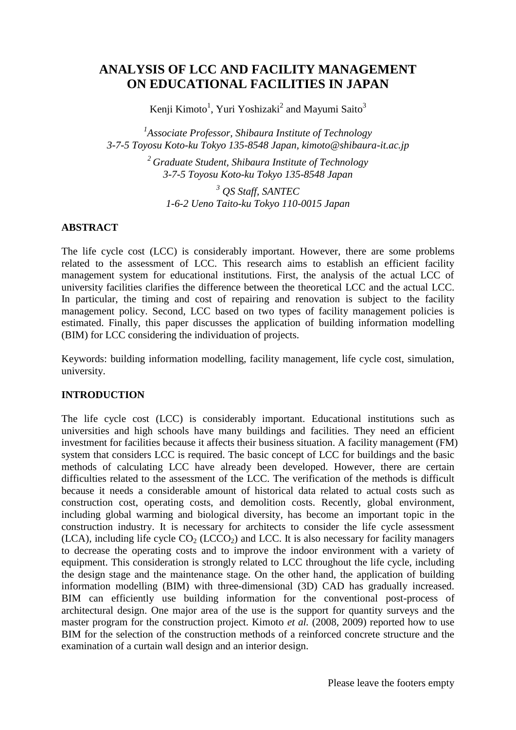# ANALYSIS OF LCC AND FACILITY MANAGEMENT ON EDUCATIONAL FACILITIES IN JAPAN

Kenji Kimoto[1], Yuri Yoshizaki[2] and Mayumi Saito[3]

[1] *Associate Professor, Shibaura Institute of Technology*
*3-7-5 Toyosu Koto-ku Tokyo 135-8548 Japan, kimoto@shibaura-it.ac.jp*

[2] *Graduate Student, Shibaura Institute of Technology*
*3-7-5 Toyosu Koto-ku Tokyo 135-8548 Japan*

[3] *QS Staff, SANTEC*
*1-6-2 Ueno Taito-ku Tokyo 110-0015 Japan*

## ABSTRACT

The life cycle cost (LCC) is considerably important. However, there are some problems related to the assessment of LCC. This research aims to establish an efficient facility management system for educational institutions. First, the analysis of the actual LCC of university facilities clarifies the difference between the theoretical LCC and the actual LCC. In particular, the timing and cost of repairing and renovation is subject to the facility management policy. Second, LCC based on two types of facility management policies is estimated. Finally, this paper discusses the application of building information modelling (BIM) for LCC considering the individuation of projects.

Keywords: building information modelling, facility management, life cycle cost, simulation, university.

## INTRODUCTION

The life cycle cost (LCC) is considerably important. Educational institutions such as universities and high schools have many buildings and facilities. They need an efficient investment for facilities because it affects their business situation. A facility management (FM) system that considers LCC is required. The basic concept of LCC for buildings and the basic methods of calculating LCC have already been developed. However, there are certain difficulties related to the assessment of the LCC. The verification of the methods is difficult because it needs a considerable amount of historical data related to actual costs such as construction cost, operating costs, and demolition costs. Recently, global environment, including global warming and biological diversity, has become an important topic in the construction industry. It is necessary for architects to consider the life cycle assessment (LCA), including life cycle $CO_2$ ($LCCO_2$) and LCC. It is also necessary for facility managers to decrease the operating costs and to improve the indoor environment with a variety of equipment. This consideration is strongly related to LCC throughout the life cycle, including the design stage and the maintenance stage. On the other hand, the application of building information modelling (BIM) with three-dimensional (3D) CAD has gradually increased. BIM can efficiently use building information for the conventional post-process of architectural design. One major area of the use is the support for quantity surveys and the master program for the construction project. Kimoto *et al.* (2008, 2009) reported how to use BIM for the selection of the construction methods of a reinforced concrete structure and the examination of a curtain wall design and an interior design.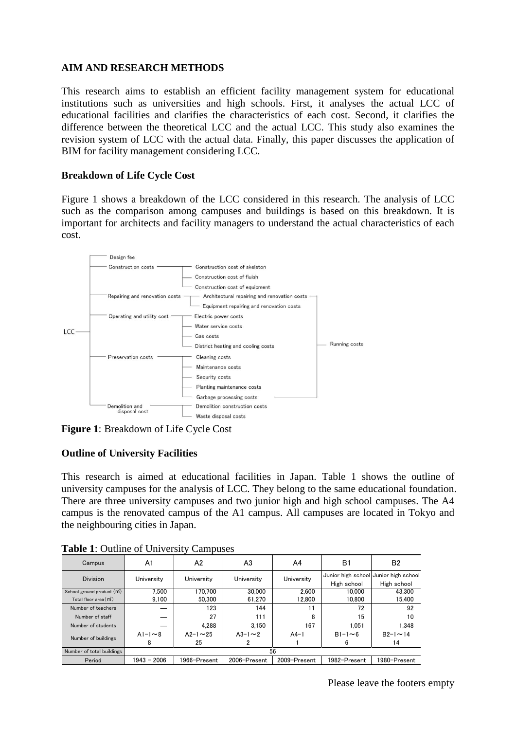**AIM AND RESEARCH METHODS**

This research aims to establish an efficient facility management system for educational institutions such as universities and high schools. First, it analyses the actual LCC of educational facilities and clarifies the characteristics of each cost. Second, it clarifies the difference between the theoretical LCC and the actual LCC. This study also examines the revision system of LCC with the actual data. Finally, this paper discusses the application of BIM for facility management considering LCC.

**Breakdown of Life Cycle Cost**

Figure 1 shows a breakdown of the LCC considered in this research. The analysis of LCC such as the comparison among campuses and buildings is based on this breakdown. It is important for architects and facility managers to understand the actual characteristics of each cost.

- LCC
  - Design fee
  - Construction costs
    - Construction cost of skeleton
    - Construction cost of fiuish
    - Construction cost of equipment
  - Repairing and renovation costs
    - Architectural repairing and renovation costs
    - Equipment repairing and renovation costs
  - Operating and utility cost
    - Electric power costs
    - Water service costs
    - Gas costs
    - District heating and cooling costs
  - Preservation costs
    - Cleaning costs
    - Maintenance costs
    - Security costs
    - Planting maintenance costs
    - Garbage processing costs
  - Demolition and disposal cost
    - Demolition construction costs
    - Waste disposal costs

(Repairing and renovation costs, Operating and utility cost, and Preservation costs: Running costs)

**Figure 1**: Breakdown of Life Cycle Cost

**Outline of University Facilities**

This research is aimed at educational facilities in Japan. Table 1 shows the outline of university campuses for the analysis of LCC. They belong to the same educational foundation. There are three university campuses and two junior high and high school campuses. The A4 campus is the renovated campus of the A1 campus. All campuses are located in Tokyo and the neighbouring cities in Japan.

**Table 1**: Outline of University Campuses

| Campus | A1 | A2 | A3 | A4 | B1 | B2 |
|---|---|---|---|---|---|---|
| Division | University | University | University | University | Junior high school High school | Junior high school High school |
| School ground product (㎡) | 7,500 | 170,700 | 30,000 | 2,600 | 10,000 | 43,300 |
| Total floor area (㎡) | 9,100 | 50,300 | 61,270 | 12,800 | 10,800 | 15,400 |
| Number of teachers | — | 123 | 144 | 11 | 72 | 92 |
| Number of staff | — | 27 | 111 | 8 | 15 | 10 |
| Number of students | — | 4,288 | 3,150 | 167 | 1,051 | 1,348 |
| Number of buildings | A1−1〜8<br>8 | A2−1〜25<br>25 | A3−1〜2<br>2 | A4−1<br>1 | B1−1〜6<br>6 | B2−1〜14<br>14 |
| Number of total buildings | 56 | | | | | |
| Period | 1943 − 2006 | 1966−Present | 2006−Present | 2009−Present | 1982−Present | 1980−Present |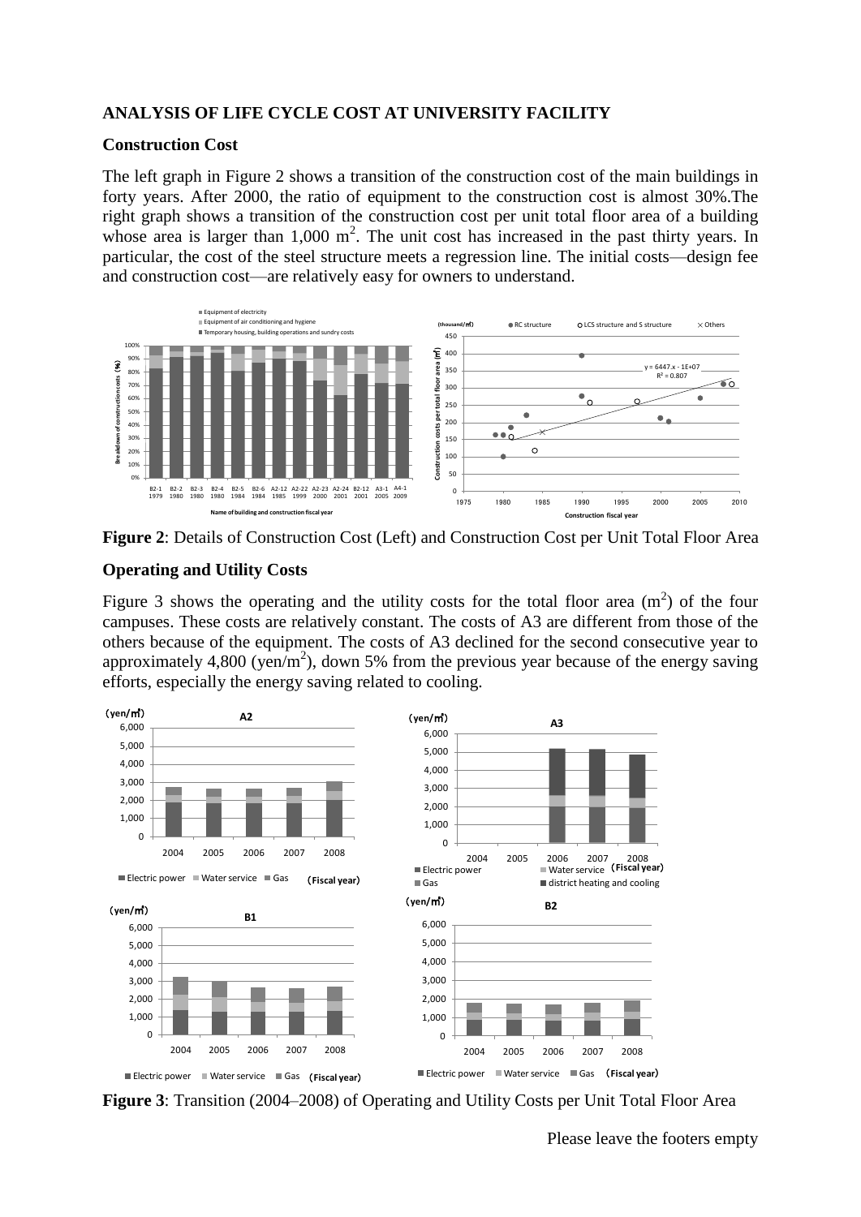## ANALYSIS OF LIFE CYCLE COST AT UNIVERSITY FACILITY

### Construction Cost

The left graph in Figure 2 shows a transition of the construction cost of the main buildings in forty years. After 2000, the ratio of equipment to the construction cost is almost 30%.The right graph shows a transition of the construction cost per unit total floor area of a building whose area is larger than 1,000 $m^2$. The unit cost has increased in the past thirty years. In particular, the cost of the steel structure meets a regression line. The initial costs—design fee and construction cost—are relatively easy for owners to understand.

**Figure 2**: Details of Construction Cost (Left) and Construction Cost per Unit Total Floor Area

### Operating and Utility Costs

Figure 3 shows the operating and the utility costs for the total floor area ($m^2$) of the four campuses. These costs are relatively constant. The costs of A3 are different from those of the others because of the equipment. The costs of A3 declined for the second consecutive year to approximately 4,800 (yen/$m^2$), down 5% from the previous year because of the energy saving efforts, especially the energy saving related to cooling.

**Figure 3**: Transition (2004–2008) of Operating and Utility Costs per Unit Total Floor Area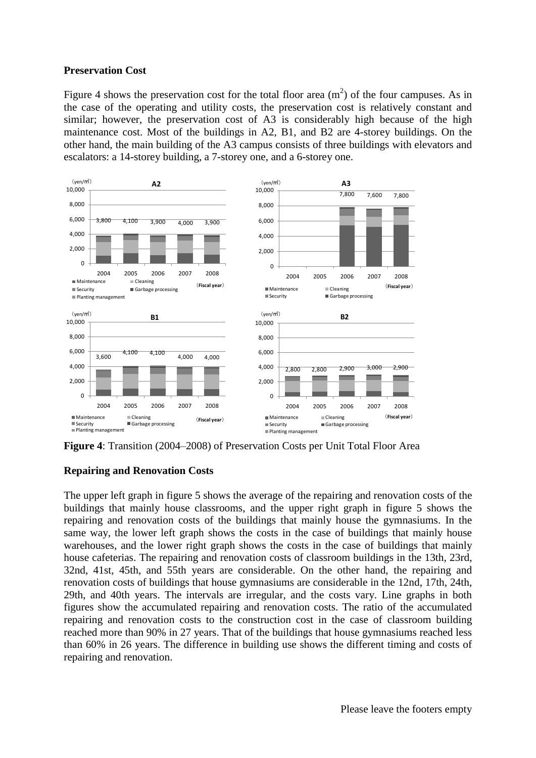### Preservation Cost

Figure 4 shows the preservation cost for the total floor area ($m^2$) of the four campuses. As in the case of the operating and utility costs, the preservation cost is relatively constant and similar; however, the preservation cost of A3 is considerably high because of the high maintenance cost. Most of the buildings in A2, B1, and B2 are 4-storey buildings. On the other hand, the main building of the A3 campus consists of three buildings with elevators and escalators: a 14-storey building, a 7-storey one, and a 6-storey one.

**Figure 4**: Transition (2004–2008) of Preservation Costs per Unit Total Floor Area

### Repairing and Renovation Costs

The upper left graph in figure 5 shows the average of the repairing and renovation costs of the buildings that mainly house classrooms, and the upper right graph in figure 5 shows the repairing and renovation costs of the buildings that mainly house the gymnasiums. In the same way, the lower left graph shows the costs in the case of buildings that mainly house warehouses, and the lower right graph shows the costs in the case of buildings that mainly house cafeterias. The repairing and renovation costs of classroom buildings in the 13th, 23rd, 32nd, 41st, 45th, and 55th years are considerable. On the other hand, the repairing and renovation costs of buildings that house gymnasiums are considerable in the 12nd, 17th, 24th, 29th, and 40th years. The intervals are irregular, and the costs vary. Line graphs in both figures show the accumulated repairing and renovation costs. The ratio of the accumulated repairing and renovation costs to the construction cost in the case of classroom building reached more than 90% in 27 years. That of the buildings that house gymnasiums reached less than 60% in 26 years. The difference in building use shows the different timing and costs of repairing and renovation.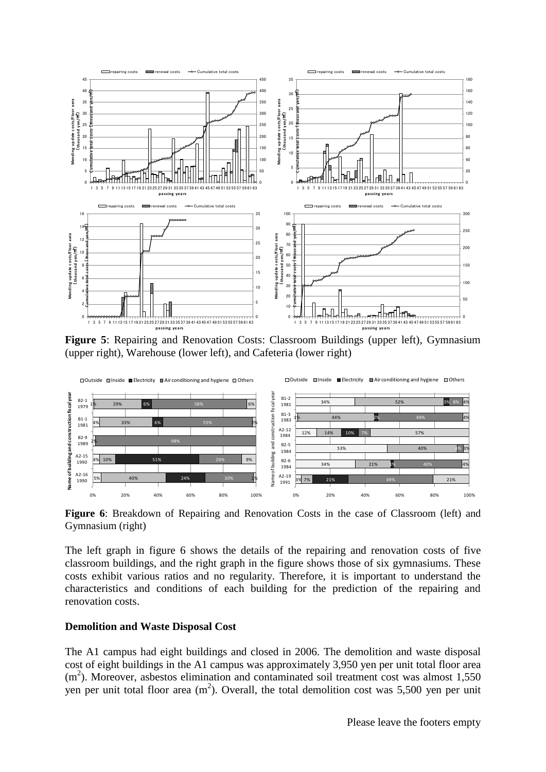**Figure 5**: Repairing and Renovation Costs: Classroom Buildings (upper left), Gymnasium (upper right), Warehouse (lower left), and Cafeteria (lower right)

**Figure 6**: Breakdown of Repairing and Renovation Costs in the case of Classroom (left) and Gymnasium (right)

The left graph in figure 6 shows the details of the repairing and renovation costs of five classroom buildings, and the right graph in the figure shows those of six gymnasiums. These costs exhibit various ratios and no regularity. Therefore, it is important to understand the characteristics and conditions of each building for the prediction of the repairing and renovation costs.

### Demolition and Waste Disposal Cost

The A1 campus had eight buildings and closed in 2006. The demolition and waste disposal cost of eight buildings in the A1 campus was approximately 3,950 yen per unit total floor area ($m^2$). Moreover, asbestos elimination and contaminated soil treatment cost was almost 1,550 yen per unit total floor area ($m^2$). Overall, the total demolition cost was 5,500 yen per unit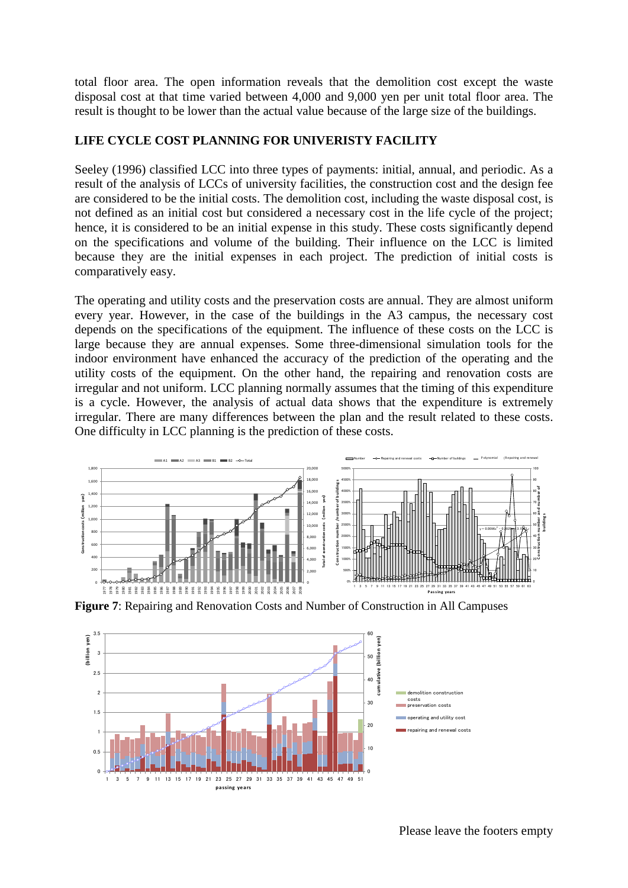total floor area. The open information reveals that the demolition cost except the waste disposal cost at that time varied between 4,000 and 9,000 yen per unit total floor area. The result is thought to be lower than the actual value because of the large size of the buildings.

## LIFE CYCLE COST PLANNING FOR UNIVERISTY FACILITY

Seeley (1996) classified LCC into three types of payments: initial, annual, and periodic. As a result of the analysis of LCCs of university facilities, the construction cost and the design fee are considered to be the initial costs. The demolition cost, including the waste disposal cost, is not defined as an initial cost but considered a necessary cost in the life cycle of the project; hence, it is considered to be an initial expense in this study. These costs significantly depend on the specifications and volume of the building. Their influence on the LCC is limited because they are the initial expenses in each project. The prediction of initial costs is comparatively easy.

The operating and utility costs and the preservation costs are annual. They are almost uniform every year. However, in the case of the buildings in the A3 campus, the necessary cost depends on the specifications of the equipment. The influence of these costs on the LCC is large because they are annual expenses. Some three-dimensional simulation tools for the indoor environment have enhanced the accuracy of the prediction of the operating and the utility costs of the equipment. On the other hand, the repairing and renovation costs are irregular and not uniform. LCC planning normally assumes that the timing of this expenditure is a cycle. However, the analysis of actual data shows that the expenditure is extremely irregular. There are many differences between the plan and the result related to these costs. One difficulty in LCC planning is the prediction of these costs.

**Figure 7**: Repairing and Renovation Costs and Number of Construction in All Campuses

Please leave the footers empty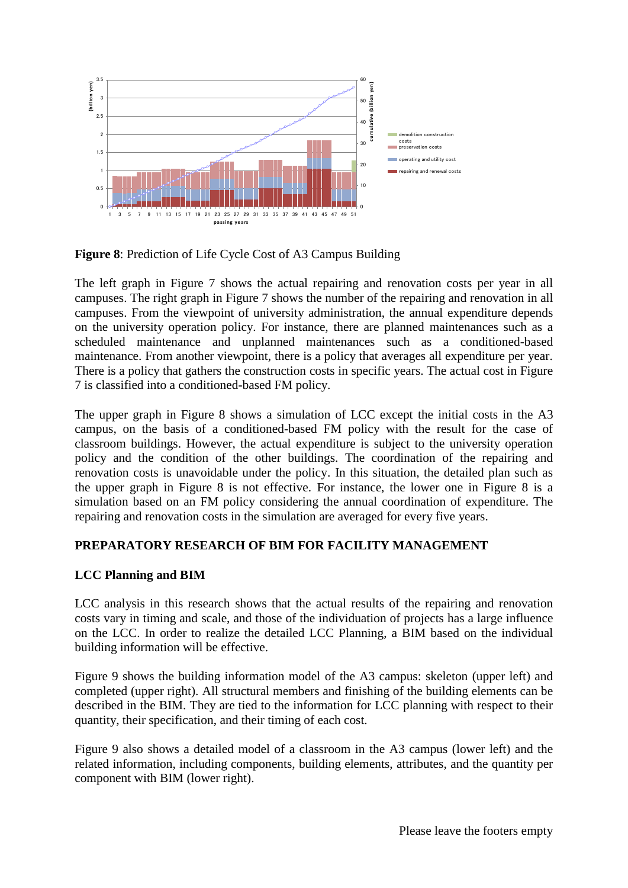**Figure 8**: Prediction of Life Cycle Cost of A3 Campus Building

The left graph in Figure 7 shows the actual repairing and renovation costs per year in all campuses. The right graph in Figure 7 shows the number of the repairing and renovation in all campuses. From the viewpoint of university administration, the annual expenditure depends on the university operation policy. For instance, there are planned maintenances such as a scheduled maintenance and unplanned maintenances such as a conditioned-based maintenance. From another viewpoint, there is a policy that averages all expenditure per year. There is a policy that gathers the construction costs in specific years. The actual cost in Figure 7 is classified into a conditioned-based FM policy.

The upper graph in Figure 8 shows a simulation of LCC except the initial costs in the A3 campus, on the basis of a conditioned-based FM policy with the result for the case of classroom buildings. However, the actual expenditure is subject to the university operation policy and the condition of the other buildings. The coordination of the repairing and renovation costs is unavoidable under the policy. In this situation, the detailed plan such as the upper graph in Figure 8 is not effective. For instance, the lower one in Figure 8 is a simulation based on an FM policy considering the annual coordination of expenditure. The repairing and renovation costs in the simulation are averaged for every five years.

## PREPARATORY RESEARCH OF BIM FOR FACILITY MANAGEMENT

### LCC Planning and BIM

LCC analysis in this research shows that the actual results of the repairing and renovation costs vary in timing and scale, and those of the individuation of projects has a large influence on the LCC. In order to realize the detailed LCC Planning, a BIM based on the individual building information will be effective.

Figure 9 shows the building information model of the A3 campus: skeleton (upper left) and completed (upper right). All structural members and finishing of the building elements can be described in the BIM. They are tied to the information for LCC planning with respect to their quantity, their specification, and their timing of each cost.

Figure 9 also shows a detailed model of a classroom in the A3 campus (lower left) and the related information, including components, building elements, attributes, and the quantity per component with BIM (lower right).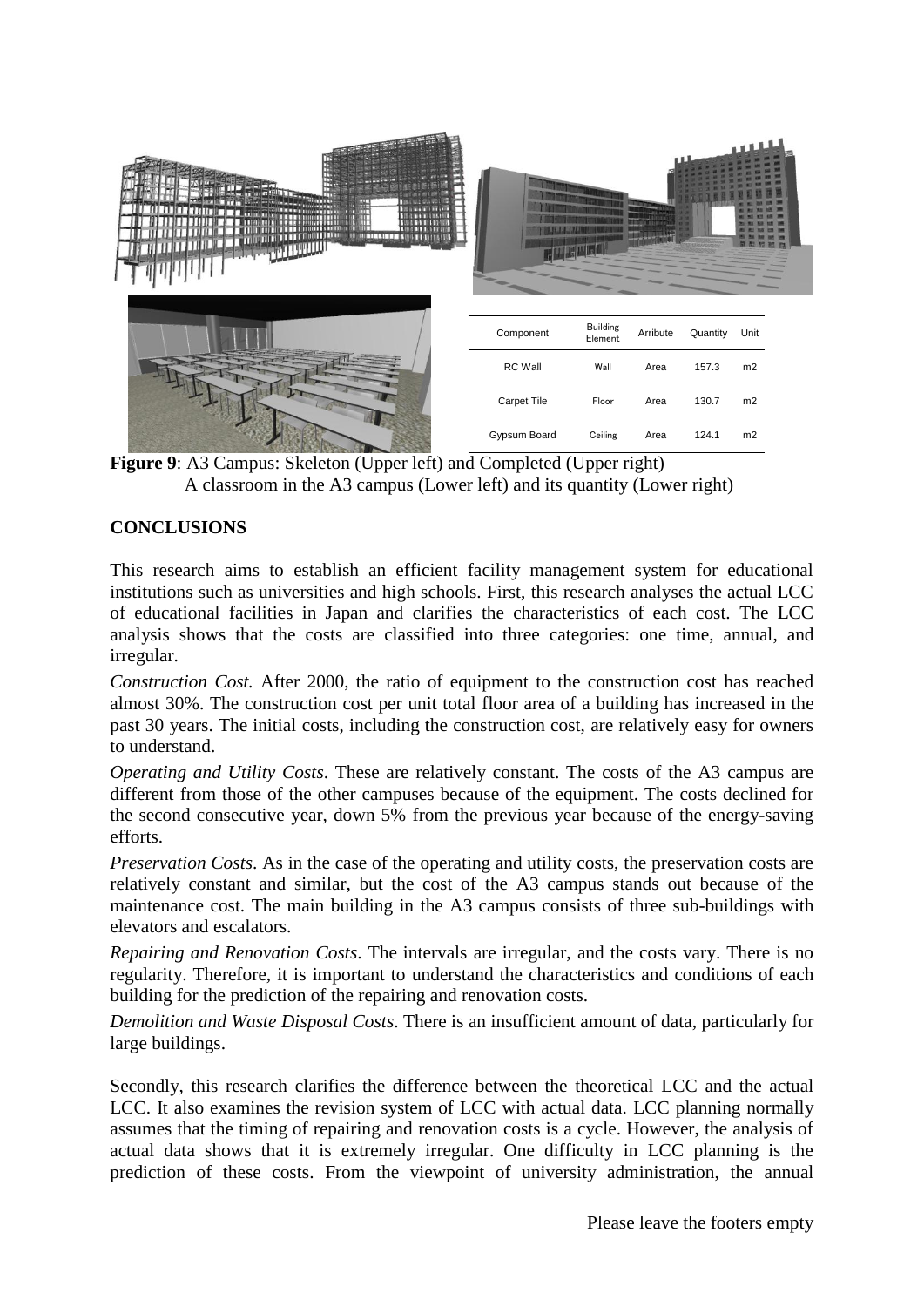| Component | Building Element | Arribute | Quantity | Unit |
|---|---|---|---|---|
| RC Wall | Wall | Area | 157.3 | m2 |
| Carpet Tile | Floor | Area | 130.7 | m2 |
| Gypsum Board | Ceiling | Area | 124.1 | m2 |

**Figure 9**: A3 Campus: Skeleton (Upper left) and Completed (Upper right)
A classroom in the A3 campus (Lower left) and its quantity (Lower right)

## CONCLUSIONS

This research aims to establish an efficient facility management system for educational institutions such as universities and high schools. First, this research analyses the actual LCC of educational facilities in Japan and clarifies the characteristics of each cost. The LCC analysis shows that the costs are classified into three categories: one time, annual, and irregular.

*Construction Cost.* After 2000, the ratio of equipment to the construction cost has reached almost 30%. The construction cost per unit total floor area of a building has increased in the past 30 years. The initial costs, including the construction cost, are relatively easy for owners to understand.

*Operating and Utility Costs*. These are relatively constant. The costs of the A3 campus are different from those of the other campuses because of the equipment. The costs declined for the second consecutive year, down 5% from the previous year because of the energy-saving efforts.

*Preservation Costs*. As in the case of the operating and utility costs, the preservation costs are relatively constant and similar, but the cost of the A3 campus stands out because of the maintenance cost. The main building in the A3 campus consists of three sub-buildings with elevators and escalators.

*Repairing and Renovation Costs*. The intervals are irregular, and the costs vary. There is no regularity. Therefore, it is important to understand the characteristics and conditions of each building for the prediction of the repairing and renovation costs.

*Demolition and Waste Disposal Costs*. There is an insufficient amount of data, particularly for large buildings.

Secondly, this research clarifies the difference between the theoretical LCC and the actual LCC. It also examines the revision system of LCC with actual data. LCC planning normally assumes that the timing of repairing and renovation costs is a cycle. However, the analysis of actual data shows that it is extremely irregular. One difficulty in LCC planning is the prediction of these costs. From the viewpoint of university administration, the annual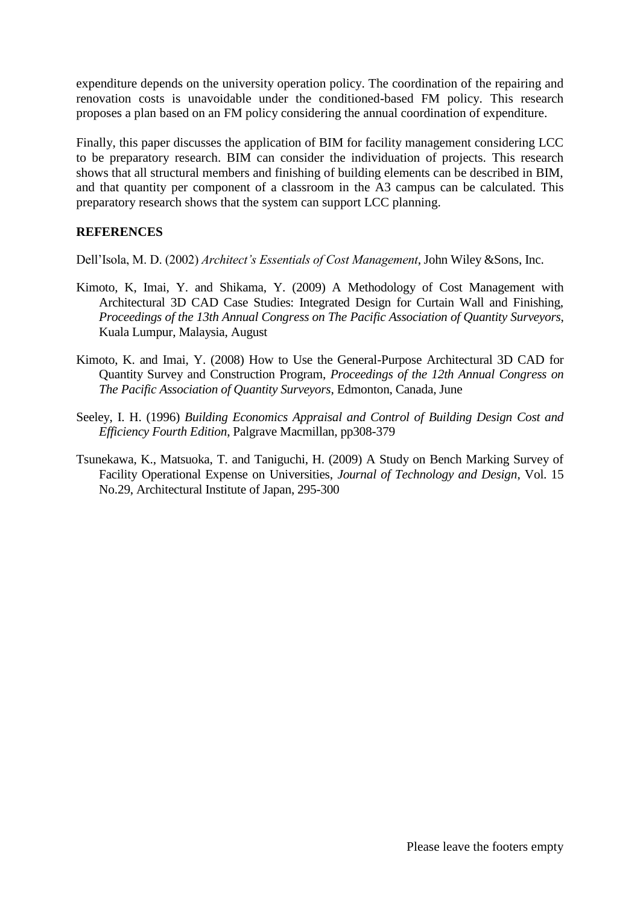expenditure depends on the university operation policy. The coordination of the repairing and renovation costs is unavoidable under the conditioned-based FM policy. This research proposes a plan based on an FM policy considering the annual coordination of expenditure.

Finally, this paper discusses the application of BIM for facility management considering LCC to be preparatory research. BIM can consider the individuation of projects. This research shows that all structural members and finishing of building elements can be described in BIM, and that quantity per component of a classroom in the A3 campus can be calculated. This preparatory research shows that the system can support LCC planning.

## REFERENCES

Dell'Isola, M. D. (2002) *Architect's Essentials of Cost Management*, John Wiley &Sons, Inc.

Kimoto, K, Imai, Y. and Shikama, Y. (2009) A Methodology of Cost Management with Architectural 3D CAD Case Studies: Integrated Design for Curtain Wall and Finishing, *Proceedings of the 13th Annual Congress on The Pacific Association of Quantity Surveyors*, Kuala Lumpur, Malaysia, August

Kimoto, K. and Imai, Y. (2008) How to Use the General-Purpose Architectural 3D CAD for Quantity Survey and Construction Program, *Proceedings of the 12th Annual Congress on The Pacific Association of Quantity Surveyors*, Edmonton, Canada, June

Seeley, I. H. (1996) *Building Economics Appraisal and Control of Building Design Cost and Efficiency Fourth Edition*, Palgrave Macmillan, pp308-379

Tsunekawa, K., Matsuoka, T. and Taniguchi, H. (2009) A Study on Bench Marking Survey of Facility Operational Expense on Universities, *Journal of Technology and Design*, Vol. 15 No.29, Architectural Institute of Japan, 295-300